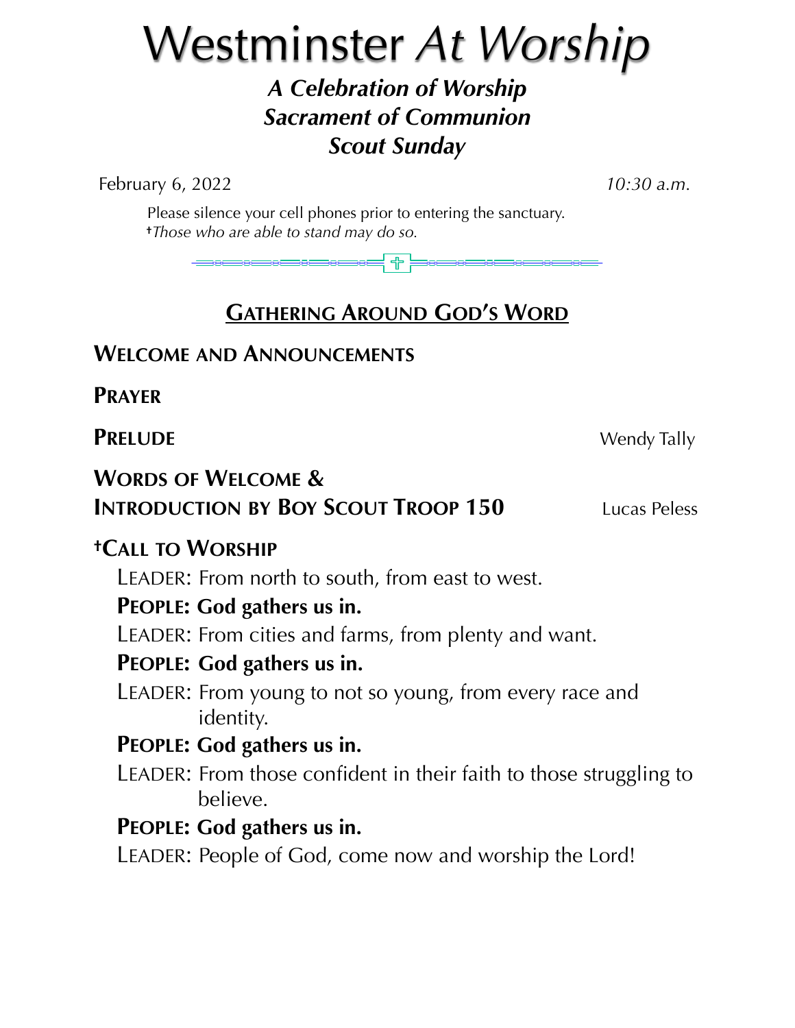# Westminster *At Worship*

***A Celebration of Worship***
***Sacrament of Communion***
***Scout Sunday***

February 6, 2022 *10:30 a.m.*

Please silence your cell phones prior to entering the sanctuary.
†*Those who are able to stand may do so.*

## GATHERING AROUND GOD'S WORD

**WELCOME AND ANNOUNCEMENTS**

**PRAYER**

**PRELUDE** Wendy Tally

**WORDS OF WELCOME &**
**INTRODUCTION BY BOY SCOUT TROOP 150** Lucas Peless

**†CALL TO WORSHIP**

LEADER: From north to south, from east to west.

**PEOPLE: God gathers us in.**

LEADER: From cities and farms, from plenty and want.

**PEOPLE: God gathers us in.**

LEADER: From young to not so young, from every race and identity.

**PEOPLE: God gathers us in.**

LEADER: From those confident in their faith to those struggling to believe.

**PEOPLE: God gathers us in.**

LEADER: People of God, come now and worship the Lord!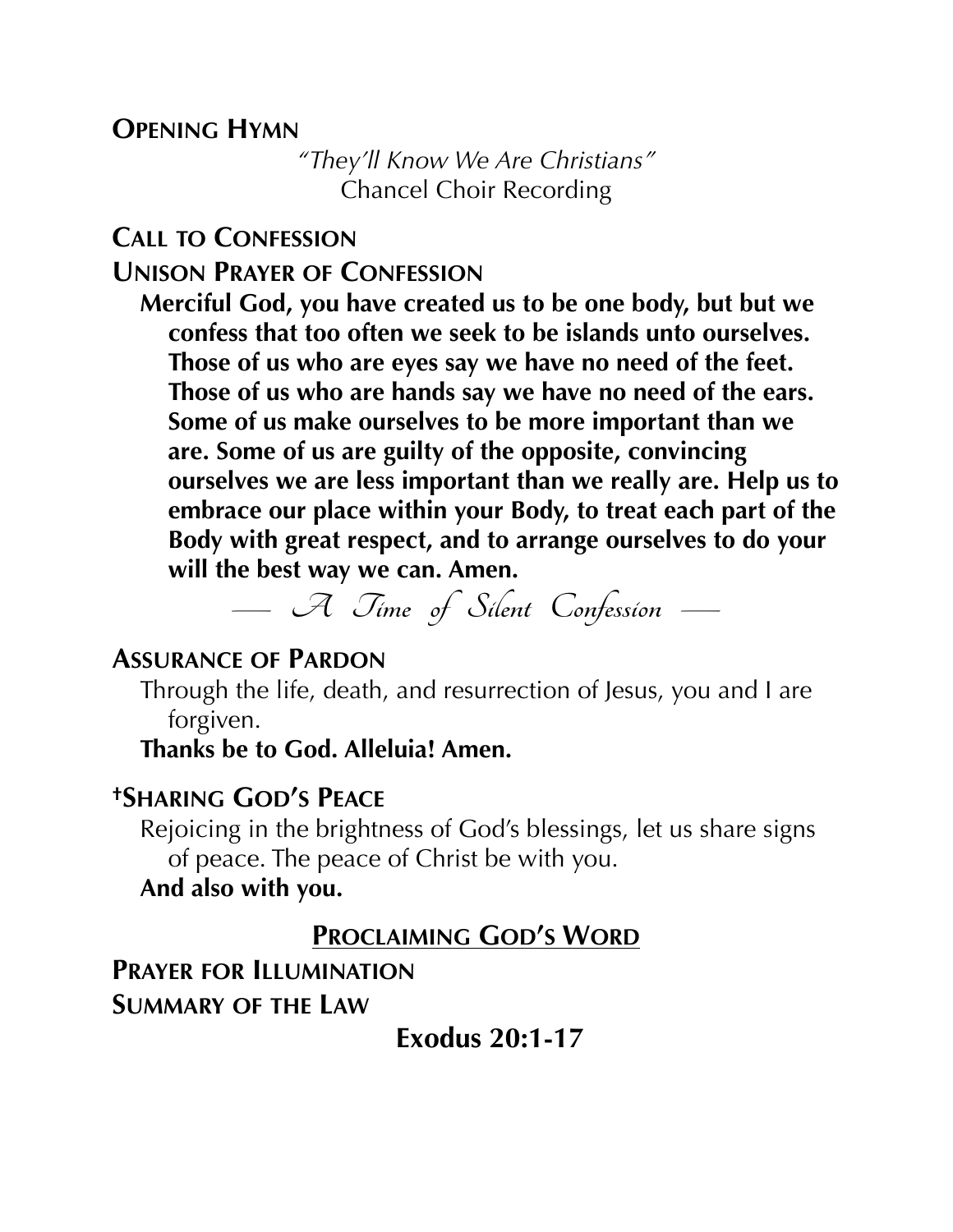**OPENING HYMN**

*"They'll Know We Are Christians"*
Chancel Choir Recording

**CALL TO CONFESSION**

**UNISON PRAYER OF CONFESSION**

**Merciful God, you have created us to be one body, but but we confess that too often we seek to be islands unto ourselves. Those of us who are eyes say we have no need of the feet. Those of us who are hands say we have no need of the ears. Some of us make ourselves to be more important than we are. Some of us are guilty of the opposite, convincing ourselves we are less important than we really are. Help us to embrace our place within your Body, to treat each part of the Body with great respect, and to arrange ourselves to do your will the best way we can. Amen.**

*— A Time of Silent Confession —*

**ASSURANCE OF PARDON**

Through the life, death, and resurrection of Jesus, you and I are forgiven.

**Thanks be to God. Alleluia! Amen.**

**†SHARING GOD'S PEACE**

Rejoicing in the brightness of God's blessings, let us share signs of peace. The peace of Christ be with you.

**And also with you.**

## PROCLAIMING GOD'S WORD

**PRAYER FOR ILLUMINATION**

**SUMMARY OF THE LAW**

**Exodus 20:1-17**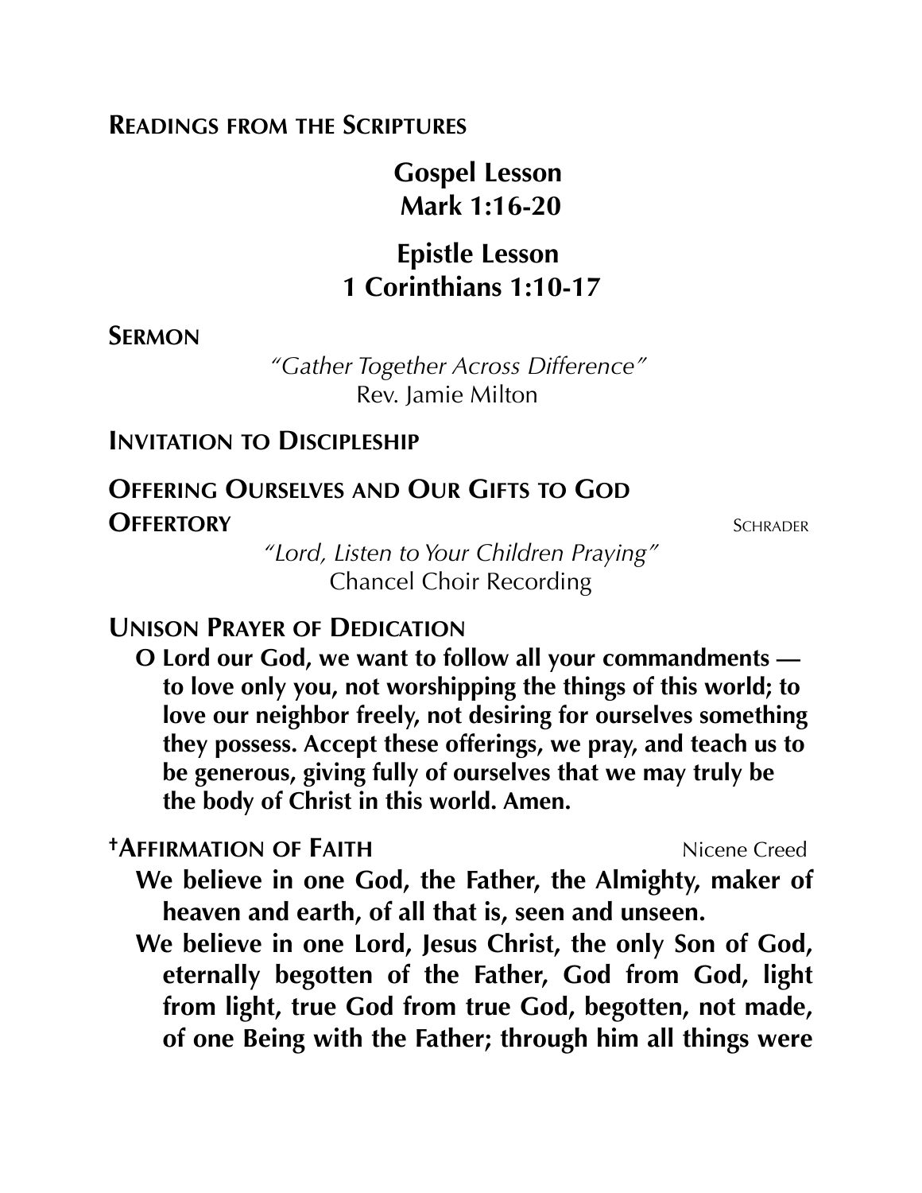## Readings from the Scriptures

**Gospel Lesson**
**Mark 1:16-20**

**Epistle Lesson**
**1 Corinthians 1:10-17**

## Sermon

*"Gather Together Across Difference"*
Rev. Jamie Milton

## Invitation to Discipleship

## Offering Ourselves and Our Gifts to God

**Offertory** Schrader

*"Lord, Listen to Your Children Praying"*
Chancel Choir Recording

## Unison Prayer of Dedication

**O Lord our God, we want to follow all your commandments — to love only you, not worshipping the things of this world; to love our neighbor freely, not desiring for ourselves something they possess. Accept these offerings, we pray, and teach us to be generous, giving fully of ourselves that we may truly be the body of Christ in this world. Amen.**

## †Affirmation of Faith

Nicene Creed

**We believe in one God, the Father, the Almighty, maker of heaven and earth, of all that is, seen and unseen.**

**We believe in one Lord, Jesus Christ, the only Son of God, eternally begotten of the Father, God from God, light from light, true God from true God, begotten, not made, of one Being with the Father; through him all things were**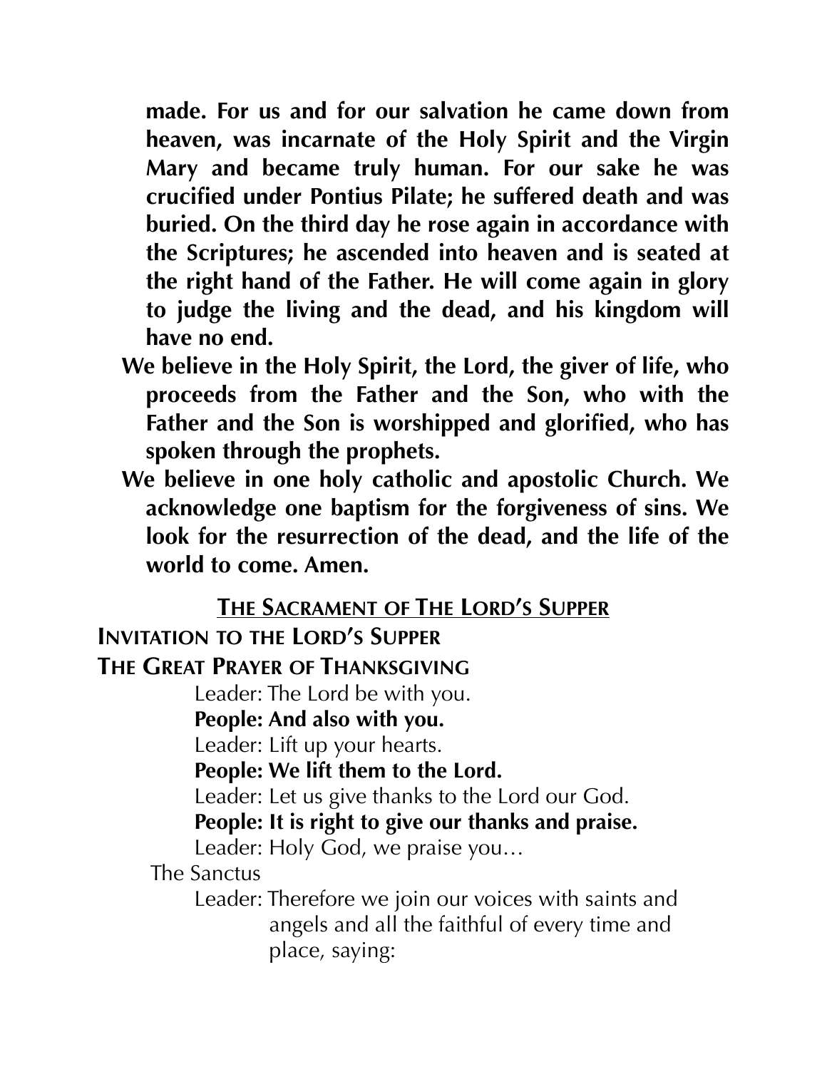**made. For us and for our salvation he came down from heaven, was incarnate of the Holy Spirit and the Virgin Mary and became truly human. For our sake he was crucified under Pontius Pilate; he suffered death and was buried. On the third day he rose again in accordance with the Scriptures; he ascended into heaven and is seated at the right hand of the Father. He will come again in glory to judge the living and the dead, and his kingdom will have no end.**

**We believe in the Holy Spirit, the Lord, the giver of life, who proceeds from the Father and the Son, who with the Father and the Son is worshipped and glorified, who has spoken through the prophets.**

**We believe in one holy catholic and apostolic Church. We acknowledge one baptism for the forgiveness of sins. We look for the resurrection of the dead, and the life of the world to come. Amen.**

## THE SACRAMENT OF THE LORD'S SUPPER

**INVITATION TO THE LORD'S SUPPER**

**THE GREAT PRAYER OF THANKSGIVING**

Leader: The Lord be with you.

**People: And also with you.**

Leader: Lift up your hearts.

**People: We lift them to the Lord.**

Leader: Let us give thanks to the Lord our God.

**People: It is right to give our thanks and praise.**

Leader: Holy God, we praise you…

The Sanctus

Leader: Therefore we join our voices with saints and angels and all the faithful of every time and place, saying: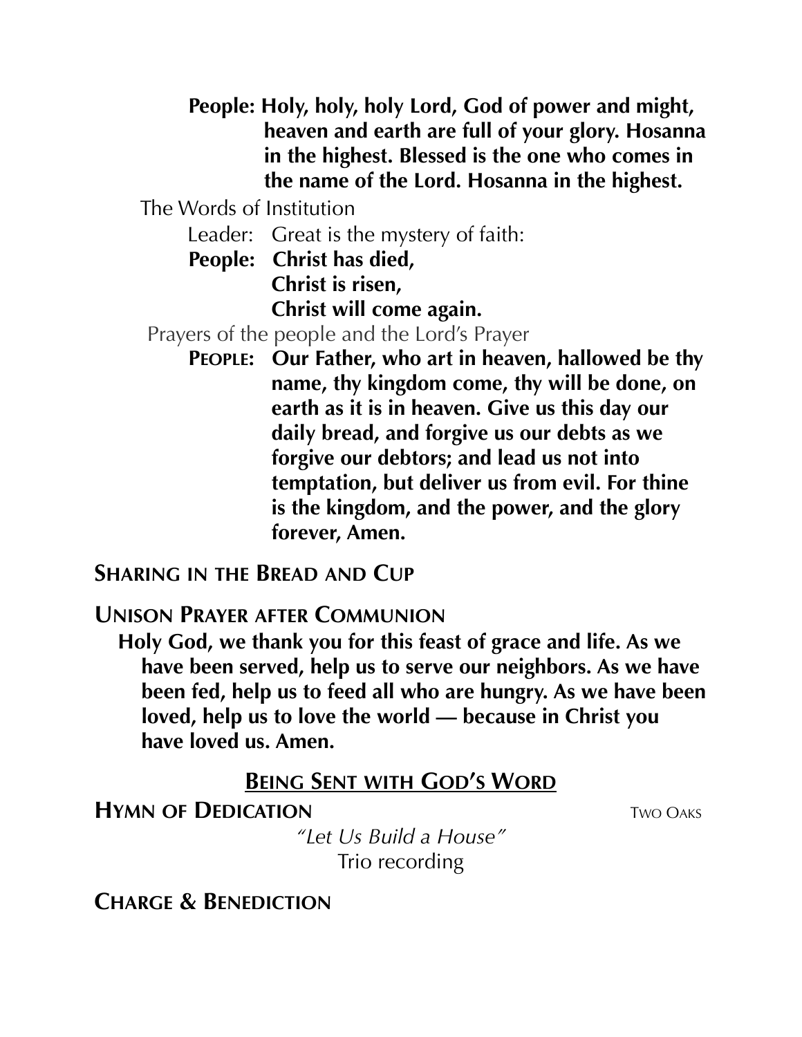**People: Holy, holy, holy Lord, God of power and might, heaven and earth are full of your glory. Hosanna in the highest. Blessed is the one who comes in the name of the Lord. Hosanna in the highest.**

The Words of Institution

Leader: Great is the mystery of faith:

**People: Christ has died,**
**Christ is risen,**
**Christ will come again.**

Prayers of the people and the Lord's Prayer

**People: Our Father, who art in heaven, hallowed be thy name, thy kingdom come, thy will be done, on earth as it is in heaven. Give us this day our daily bread, and forgive us our debts as we forgive our debtors; and lead us not into temptation, but deliver us from evil. For thine is the kingdom, and the power, and the glory forever, Amen.**

**Sharing in the Bread and Cup**

**Unison Prayer after Communion**

**Holy God, we thank you for this feast of grace and life. As we have been served, help us to serve our neighbors. As we have been fed, help us to feed all who are hungry. As we have been loved, help us to love the world — because in Christ you have loved us. Amen.**

## Being Sent with God's Word

**Hymn of Dedication** Two Oaks

*"Let Us Build a House"*
Trio recording

**Charge & Benediction**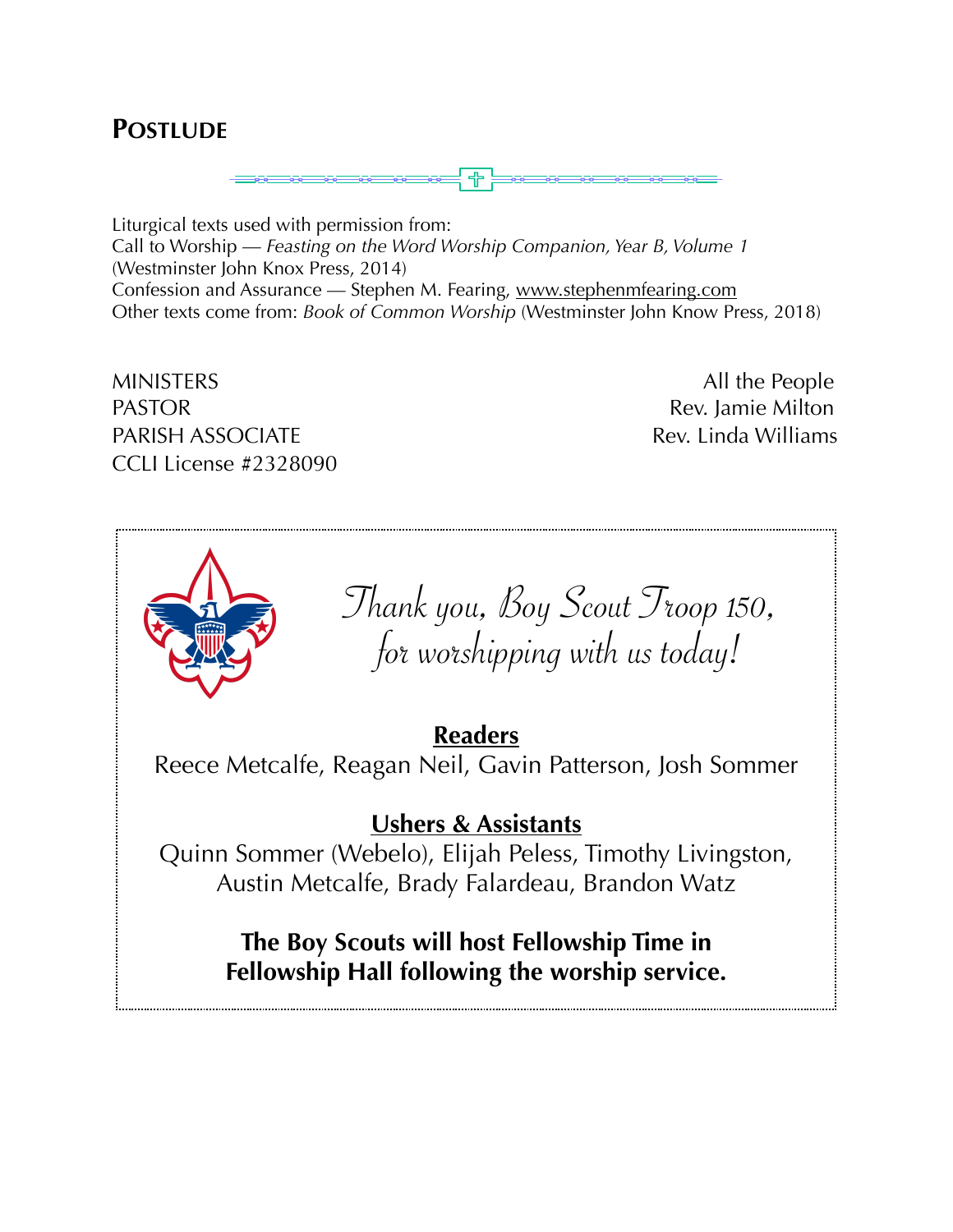## POSTLUDE

Liturgical texts used with permission from:
Call to Worship — *Feasting on the Word Worship Companion, Year B, Volume 1* (Westminster John Knox Press, 2014)
Confession and Assurance — Stephen M. Fearing, www.stephenmfearing.com
Other texts come from: *Book of Common Worship* (Westminster John Know Press, 2018)

| | |
|---|---|
| MINISTERS | All the People |
| PASTOR | Rev. Jamie Milton |
| PARISH ASSOCIATE | Rev. Linda Williams |
| CCLI License #2328090 | |

*Thank you, Boy Scout Troop 150, for worshipping with us today!*

**Readers**

Reece Metcalfe, Reagan Neil, Gavin Patterson, Josh Sommer

**Ushers & Assistants**

Quinn Sommer (Webelo), Elijah Peless, Timothy Livingston, Austin Metcalfe, Brady Falardeau, Brandon Watz

**The Boy Scouts will host Fellowship Time in Fellowship Hall following the worship service.**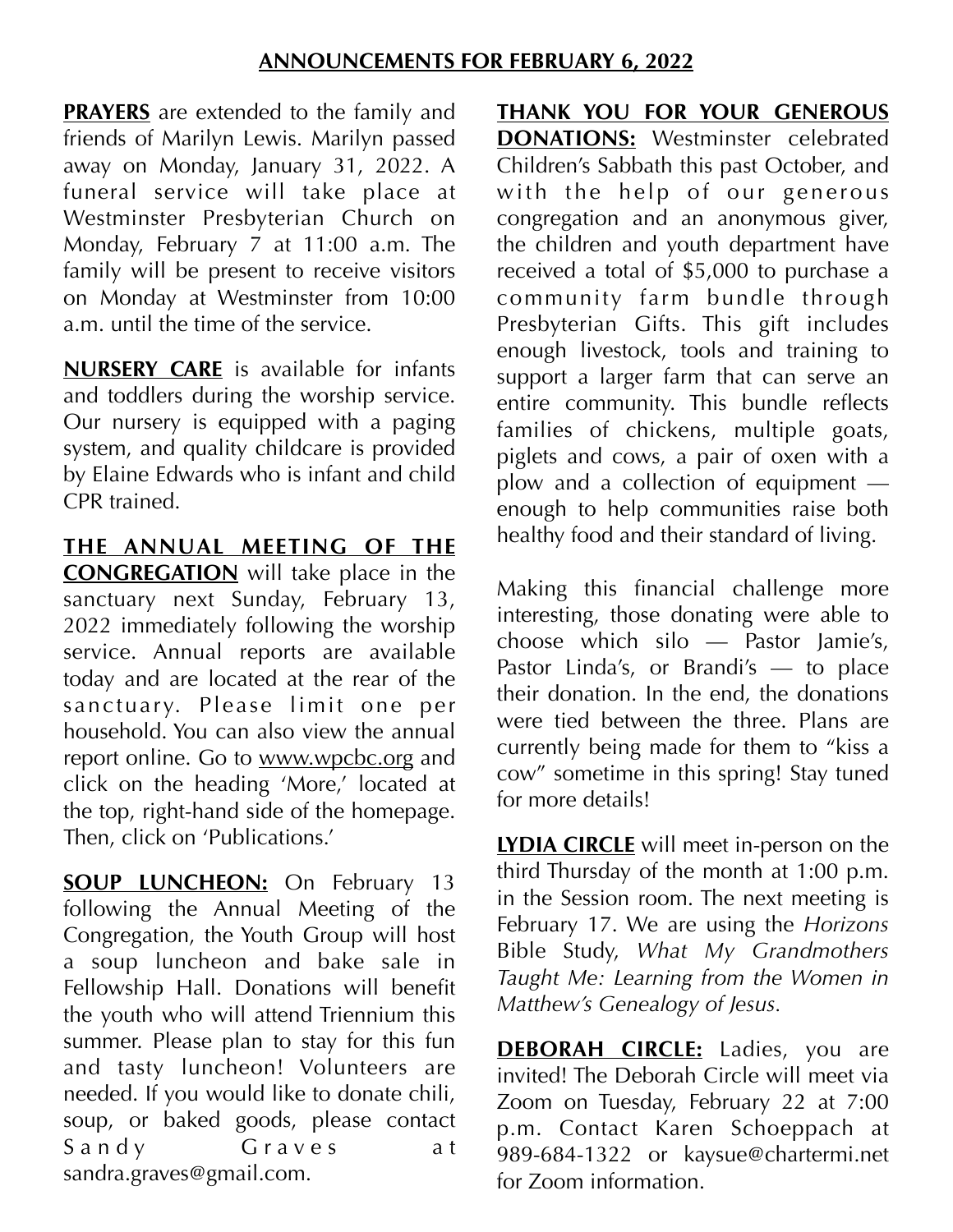## ANNOUNCEMENTS FOR FEBRUARY 6, 2022

**PRAYERS** are extended to the family and friends of Marilyn Lewis. Marilyn passed away on Monday, January 31, 2022. A funeral service will take place at Westminster Presbyterian Church on Monday, February 7 at 11:00 a.m. The family will be present to receive visitors on Monday at Westminster from 10:00 a.m. until the time of the service.

**NURSERY CARE** is available for infants and toddlers during the worship service. Our nursery is equipped with a paging system, and quality childcare is provided by Elaine Edwards who is infant and child CPR trained.

**THE ANNUAL MEETING OF THE CONGREGATION** will take place in the sanctuary next Sunday, February 13, 2022 immediately following the worship service. Annual reports are available today and are located at the rear of the sanctuary. Please limit one per household. You can also view the annual report online. Go to www.wpcbc.org and click on the heading 'More,' located at the top, right-hand side of the homepage. Then, click on 'Publications.'

**SOUP LUNCHEON:** On February 13 following the Annual Meeting of the Congregation, the Youth Group will host a soup luncheon and bake sale in Fellowship Hall. Donations will benefit the youth who will attend Triennium this summer. Please plan to stay for this fun and tasty luncheon! Volunteers are needed. If you would like to donate chili, soup, or baked goods, please contact Sandy Graves at sandra.graves@gmail.com.

**THANK YOU FOR YOUR GENEROUS DONATIONS:** Westminster celebrated Children's Sabbath this past October, and with the help of our generous congregation and an anonymous giver, the children and youth department have received a total of $5,000 to purchase a community farm bundle through Presbyterian Gifts. This gift includes enough livestock, tools and training to support a larger farm that can serve an entire community. This bundle reflects families of chickens, multiple goats, piglets and cows, a pair of oxen with a plow and a collection of equipment — enough to help communities raise both healthy food and their standard of living.

Making this financial challenge more interesting, those donating were able to choose which silo — Pastor Jamie's, Pastor Linda's, or Brandi's — to place their donation. In the end, the donations were tied between the three. Plans are currently being made for them to "kiss a cow" sometime in this spring! Stay tuned for more details!

**LYDIA CIRCLE** will meet in-person on the third Thursday of the month at 1:00 p.m. in the Session room. The next meeting is February 17. We are using the *Horizons* Bible Study, *What My Grandmothers Taught Me: Learning from the Women in Matthew's Genealogy of Jesus.*

**DEBORAH CIRCLE:** Ladies, you are invited! The Deborah Circle will meet via Zoom on Tuesday, February 22 at 7:00 p.m. Contact Karen Schoeppach at 989-684-1322 or kaysue@chartermi.net for Zoom information.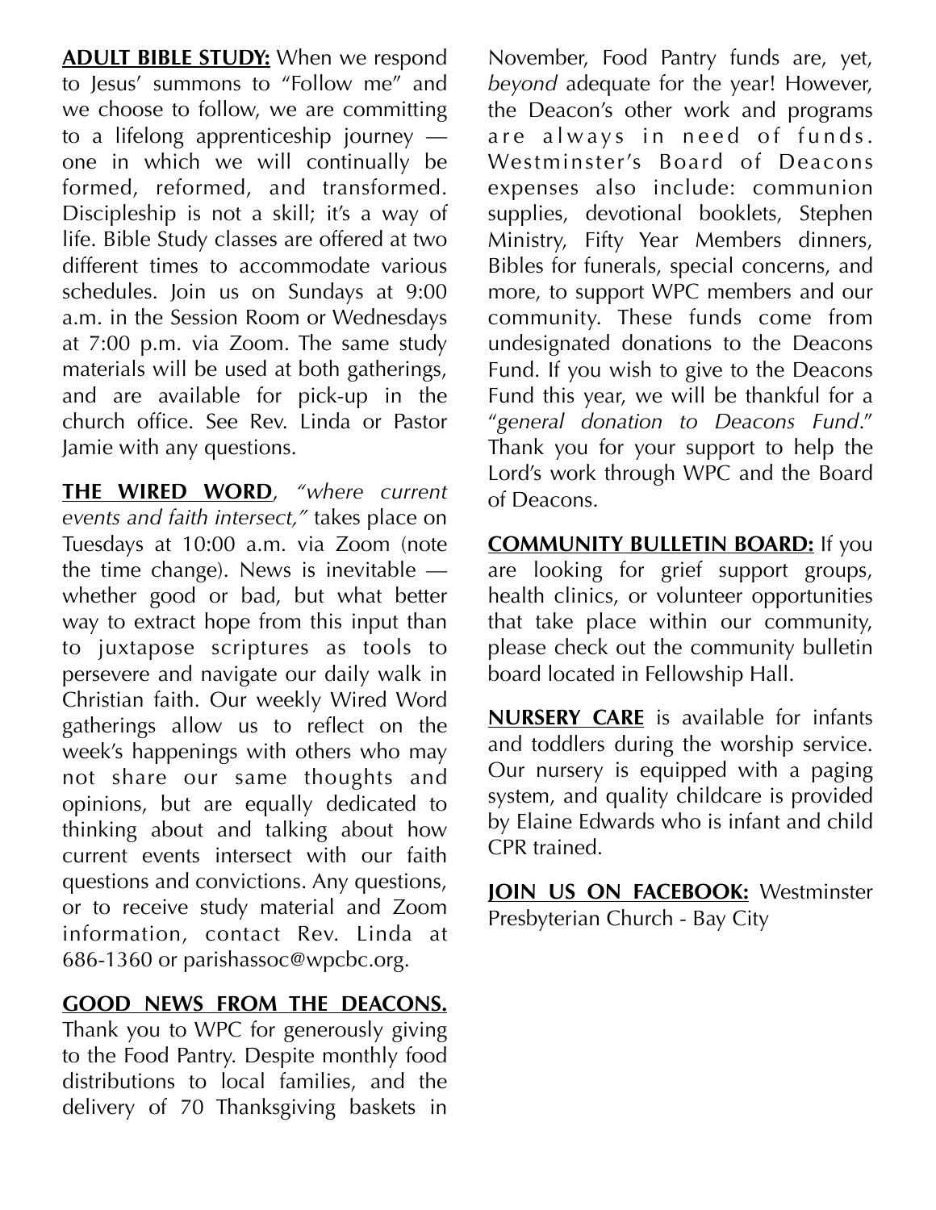**ADULT BIBLE STUDY:** When we respond to Jesus' summons to "Follow me" and we choose to follow, we are committing to a lifelong apprenticeship journey — one in which we will continually be formed, reformed, and transformed. Discipleship is not a skill; it's a way of life. Bible Study classes are offered at two different times to accommodate various schedules. Join us on Sundays at 9:00 a.m. in the Session Room or Wednesdays at 7:00 p.m. via Zoom. The same study materials will be used at both gatherings, and are available for pick-up in the church office. See Rev. Linda or Pastor Jamie with any questions.

**THE WIRED WORD**, *"where current events and faith intersect,"* takes place on Tuesdays at 10:00 a.m. via Zoom (note the time change). News is inevitable — whether good or bad, but what better way to extract hope from this input than to juxtapose scriptures as tools to persevere and navigate our daily walk in Christian faith. Our weekly Wired Word gatherings allow us to reflect on the week's happenings with others who may not share our same thoughts and opinions, but are equally dedicated to thinking about and talking about how current events intersect with our faith questions and convictions. Any questions, or to receive study material and Zoom information, contact Rev. Linda at 686-1360 or parishassoc@wpcbc.org.

**GOOD NEWS FROM THE DEACONS.** Thank you to WPC for generously giving to the Food Pantry. Despite monthly food distributions to local families, and the delivery of 70 Thanksgiving baskets in November, Food Pantry funds are, yet, *beyond* adequate for the year! However, the Deacon's other work and programs are always in need of funds. Westminster's Board of Deacons expenses also include: communion supplies, devotional booklets, Stephen Ministry, Fifty Year Members dinners, Bibles for funerals, special concerns, and more, to support WPC members and our community. These funds come from undesignated donations to the Deacons Fund. If you wish to give to the Deacons Fund this year, we will be thankful for a "*general donation to Deacons Fund*." Thank you for your support to help the Lord's work through WPC and the Board of Deacons.

**COMMUNITY BULLETIN BOARD:** If you are looking for grief support groups, health clinics, or volunteer opportunities that take place within our community, please check out the community bulletin board located in Fellowship Hall.

**NURSERY CARE** is available for infants and toddlers during the worship service. Our nursery is equipped with a paging system, and quality childcare is provided by Elaine Edwards who is infant and child CPR trained.

**JOIN US ON FACEBOOK:** Westminster Presbyterian Church - Bay City